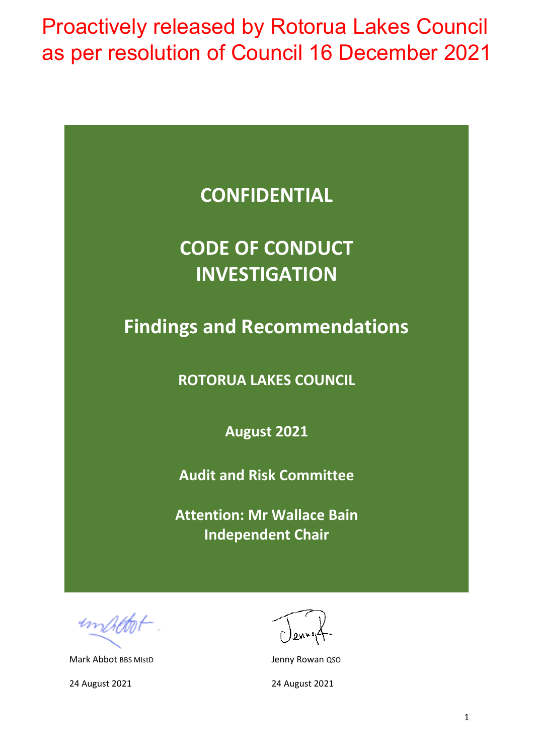Proactively released by Rotorua Lakes Council as per resolution of Council 16 December 2021

# CONFIDENTIAL

# CODE OF CONDUCT INVESTIGATION

## Findings and Recommendations

**ROTORUA LAKES COUNCIL**

**August 2021**

**Audit and Risk Committee**

**Attention: Mr Wallace Bain**
**Independent Chair**

Mark Abbot BBS MIstD

24 August 2021

Jenny Rowan QSO

24 August 2021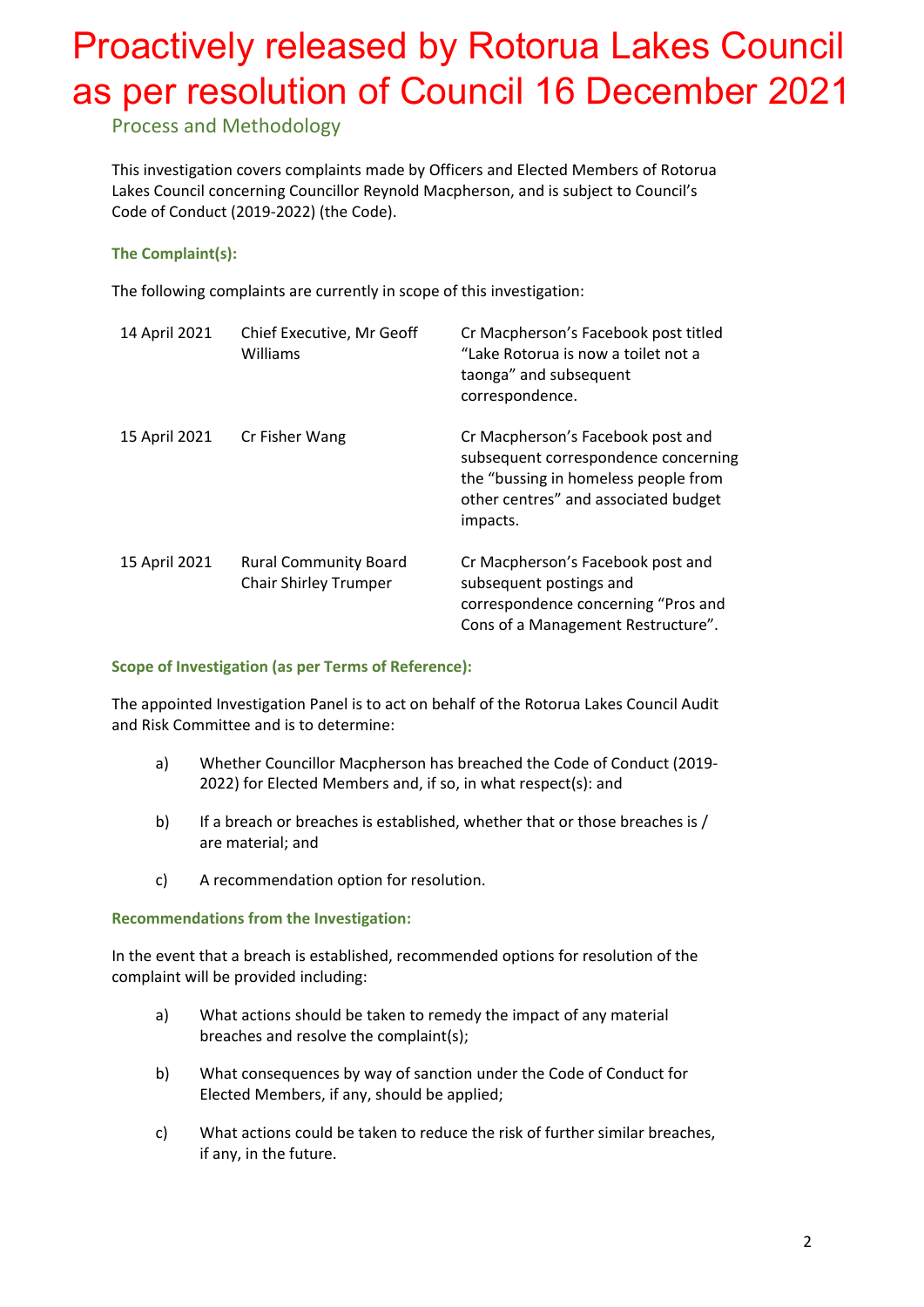# Proactively released by Rotorua Lakes Council as per resolution of Council 16 December 2021

## Process and Methodology

This investigation covers complaints made by Officers and Elected Members of Rotorua Lakes Council concerning Councillor Reynold Macpherson, and is subject to Council's Code of Conduct (2019-2022) (the Code).

**The Complaint(s):**

The following complaints are currently in scope of this investigation:

| | | |
|---|---|---|
| 14 April 2021 | Chief Executive, Mr Geoff Williams | Cr Macpherson's Facebook post titled "Lake Rotorua is now a toilet not a taonga" and subsequent correspondence. |
| 15 April 2021 | Cr Fisher Wang | Cr Macpherson's Facebook post and subsequent correspondence concerning the "bussing in homeless people from other centres" and associated budget impacts. |
| 15 April 2021 | Rural Community Board Chair Shirley Trumper | Cr Macpherson's Facebook post and subsequent postings and correspondence concerning "Pros and Cons of a Management Restructure". |

**Scope of Investigation (as per Terms of Reference):**

The appointed Investigation Panel is to act on behalf of the Rotorua Lakes Council Audit and Risk Committee and is to determine:

a) Whether Councillor Macpherson has breached the Code of Conduct (2019-2022) for Elected Members and, if so, in what respect(s): and

b) If a breach or breaches is established, whether that or those breaches is / are material; and

c) A recommendation option for resolution.

**Recommendations from the Investigation:**

In the event that a breach is established, recommended options for resolution of the complaint will be provided including:

a) What actions should be taken to remedy the impact of any material breaches and resolve the complaint(s);

b) What consequences by way of sanction under the Code of Conduct for Elected Members, if any, should be applied;

c) What actions could be taken to reduce the risk of further similar breaches, if any, in the future.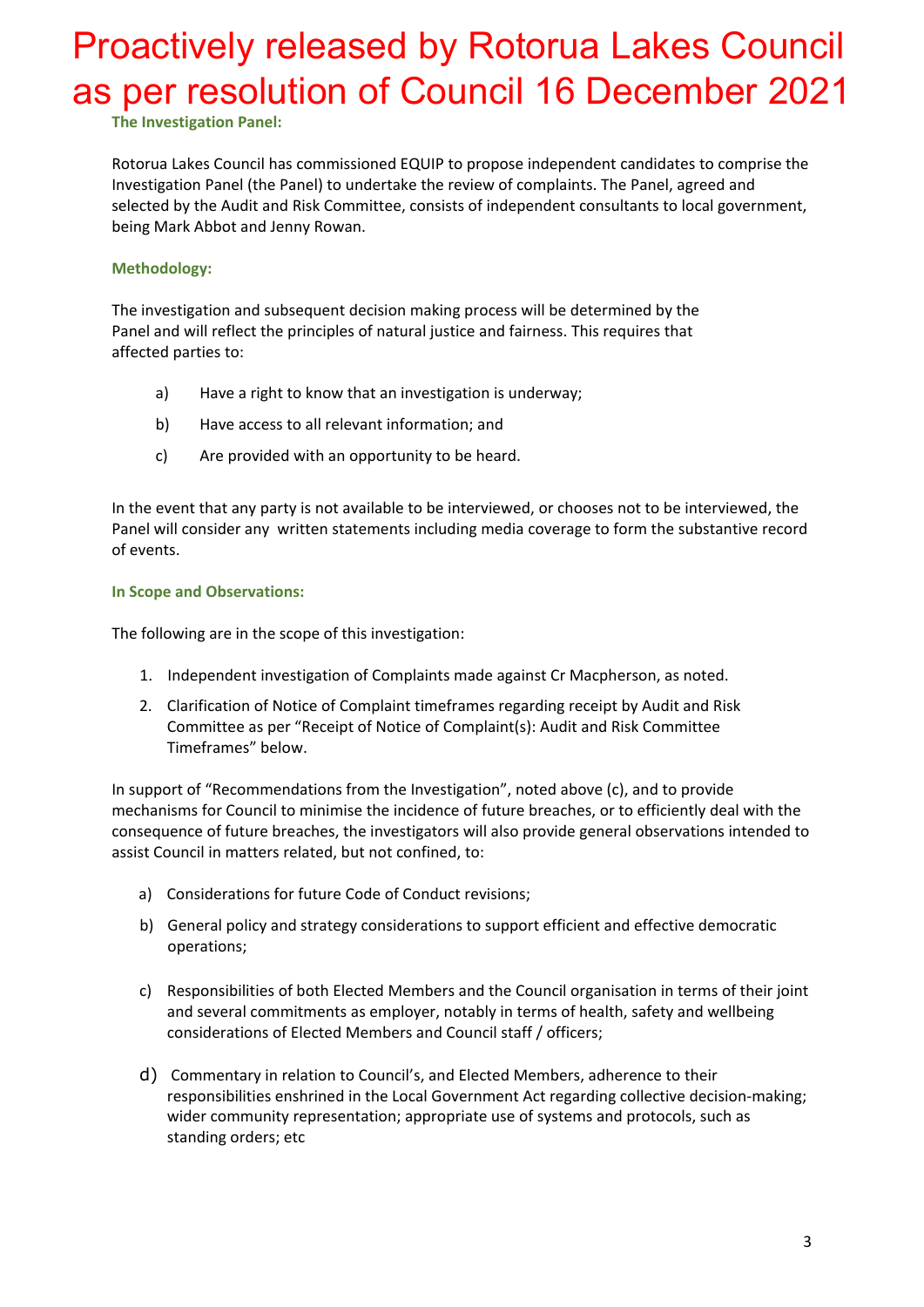Proactively released by Rotorua Lakes Council as per resolution of Council 16 December 2021

### The Investigation Panel:

Rotorua Lakes Council has commissioned EQUIP to propose independent candidates to comprise the Investigation Panel (the Panel) to undertake the review of complaints. The Panel, agreed and selected by the Audit and Risk Committee, consists of independent consultants to local government, being Mark Abbot and Jenny Rowan.

### Methodology:

The investigation and subsequent decision making process will be determined by the Panel and will reflect the principles of natural justice and fairness. This requires that affected parties to:

a) Have a right to know that an investigation is underway;

b) Have access to all relevant information; and

c) Are provided with an opportunity to be heard.

In the event that any party is not available to be interviewed, or chooses not to be interviewed, the Panel will consider any written statements including media coverage to form the substantive record of events.

### In Scope and Observations:

The following are in the scope of this investigation:

1. Independent investigation of Complaints made against Cr Macpherson, as noted.
2. Clarification of Notice of Complaint timeframes regarding receipt by Audit and Risk Committee as per "Receipt of Notice of Complaint(s): Audit and Risk Committee Timeframes" below.

In support of "Recommendations from the Investigation", noted above (c), and to provide mechanisms for Council to minimise the incidence of future breaches, or to efficiently deal with the consequence of future breaches, the investigators will also provide general observations intended to assist Council in matters related, but not confined, to:

a) Considerations for future Code of Conduct revisions;

b) General policy and strategy considerations to support efficient and effective democratic operations;

c) Responsibilities of both Elected Members and the Council organisation in terms of their joint and several commitments as employer, notably in terms of health, safety and wellbeing considerations of Elected Members and Council staff / officers;

d) Commentary in relation to Council's, and Elected Members, adherence to their responsibilities enshrined in the Local Government Act regarding collective decision-making; wider community representation; appropriate use of systems and protocols, such as standing orders; etc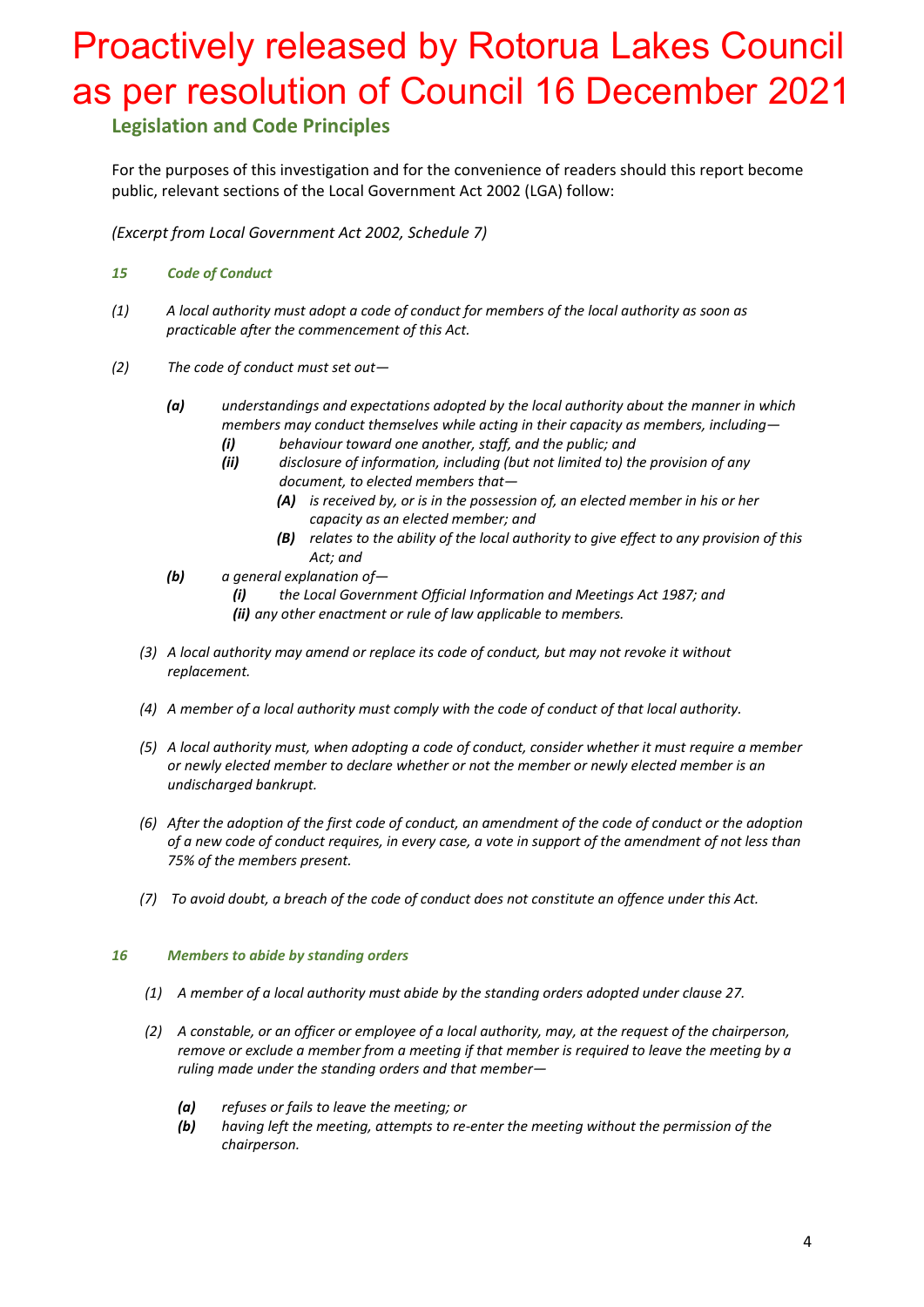Proactively released by Rotorua Lakes Council as per resolution of Council 16 December 2021

## Legislation and Code Principles

For the purposes of this investigation and for the convenience of readers should this report become public, relevant sections of the Local Government Act 2002 (LGA) follow:

*(Excerpt from Local Government Act 2002, Schedule 7)*

***15 Code of Conduct***

*(1) A local authority must adopt a code of conduct for members of the local authority as soon as practicable after the commencement of this Act.*

*(2) The code of conduct must set out—*

- ***(a)*** *understandings and expectations adopted by the local authority about the manner in which members may conduct themselves while acting in their capacity as members, including—*
  - ***(i)*** *behaviour toward one another, staff, and the public; and*
  - ***(ii)*** *disclosure of information, including (but not limited to) the provision of any document, to elected members that—*
    - ***(A)*** *is received by, or is in the possession of, an elected member in his or her capacity as an elected member; and*
    - ***(B)*** *relates to the ability of the local authority to give effect to any provision of this Act; and*
- ***(b)*** *a general explanation of—*
  - ***(i)*** *the Local Government Official Information and Meetings Act 1987; and*
  - ***(ii)*** *any other enactment or rule of law applicable to members.*

*(3) A local authority may amend or replace its code of conduct, but may not revoke it without replacement.*

*(4) A member of a local authority must comply with the code of conduct of that local authority.*

*(5) A local authority must, when adopting a code of conduct, consider whether it must require a member or newly elected member to declare whether or not the member or newly elected member is an undischarged bankrupt.*

*(6) After the adoption of the first code of conduct, an amendment of the code of conduct or the adoption of a new code of conduct requires, in every case, a vote in support of the amendment of not less than 75% of the members present.*

*(7) To avoid doubt, a breach of the code of conduct does not constitute an offence under this Act.*

***16 Members to abide by standing orders***

*(1) A member of a local authority must abide by the standing orders adopted under clause 27.*

*(2) A constable, or an officer or employee of a local authority, may, at the request of the chairperson, remove or exclude a member from a meeting if that member is required to leave the meeting by a ruling made under the standing orders and that member—*

- ***(a)*** *refuses or fails to leave the meeting; or*
- ***(b)*** *having left the meeting, attempts to re-enter the meeting without the permission of the chairperson.*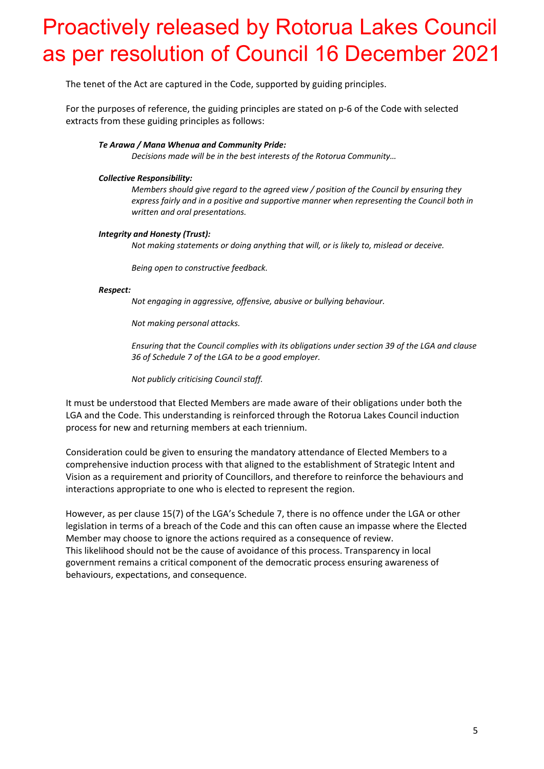# Proactively released by Rotorua Lakes Council as per resolution of Council 16 December 2021

The tenet of the Act are captured in the Code, supported by guiding principles.

For the purposes of reference, the guiding principles are stated on p-6 of the Code with selected extracts from these guiding principles as follows:

***Te Arawa / Mana Whenua and Community Pride:***

*Decisions made will be in the best interests of the Rotorua Community…*

***Collective Responsibility:***

*Members should give regard to the agreed view / position of the Council by ensuring they express fairly and in a positive and supportive manner when representing the Council both in written and oral presentations.*

***Integrity and Honesty (Trust):***

*Not making statements or doing anything that will, or is likely to, mislead or deceive.*

*Being open to constructive feedback.*

***Respect:***

*Not engaging in aggressive, offensive, abusive or bullying behaviour.*

*Not making personal attacks.*

*Ensuring that the Council complies with its obligations under section 39 of the LGA and clause 36 of Schedule 7 of the LGA to be a good employer.*

*Not publicly criticising Council staff.*

It must be understood that Elected Members are made aware of their obligations under both the LGA and the Code. This understanding is reinforced through the Rotorua Lakes Council induction process for new and returning members at each triennium.

Consideration could be given to ensuring the mandatory attendance of Elected Members to a comprehensive induction process with that aligned to the establishment of Strategic Intent and Vision as a requirement and priority of Councillors, and therefore to reinforce the behaviours and interactions appropriate to one who is elected to represent the region.

However, as per clause 15(7) of the LGA's Schedule 7, there is no offence under the LGA or other legislation in terms of a breach of the Code and this can often cause an impasse where the Elected Member may choose to ignore the actions required as a consequence of review.
This likelihood should not be the cause of avoidance of this process. Transparency in local government remains a critical component of the democratic process ensuring awareness of behaviours, expectations, and consequence.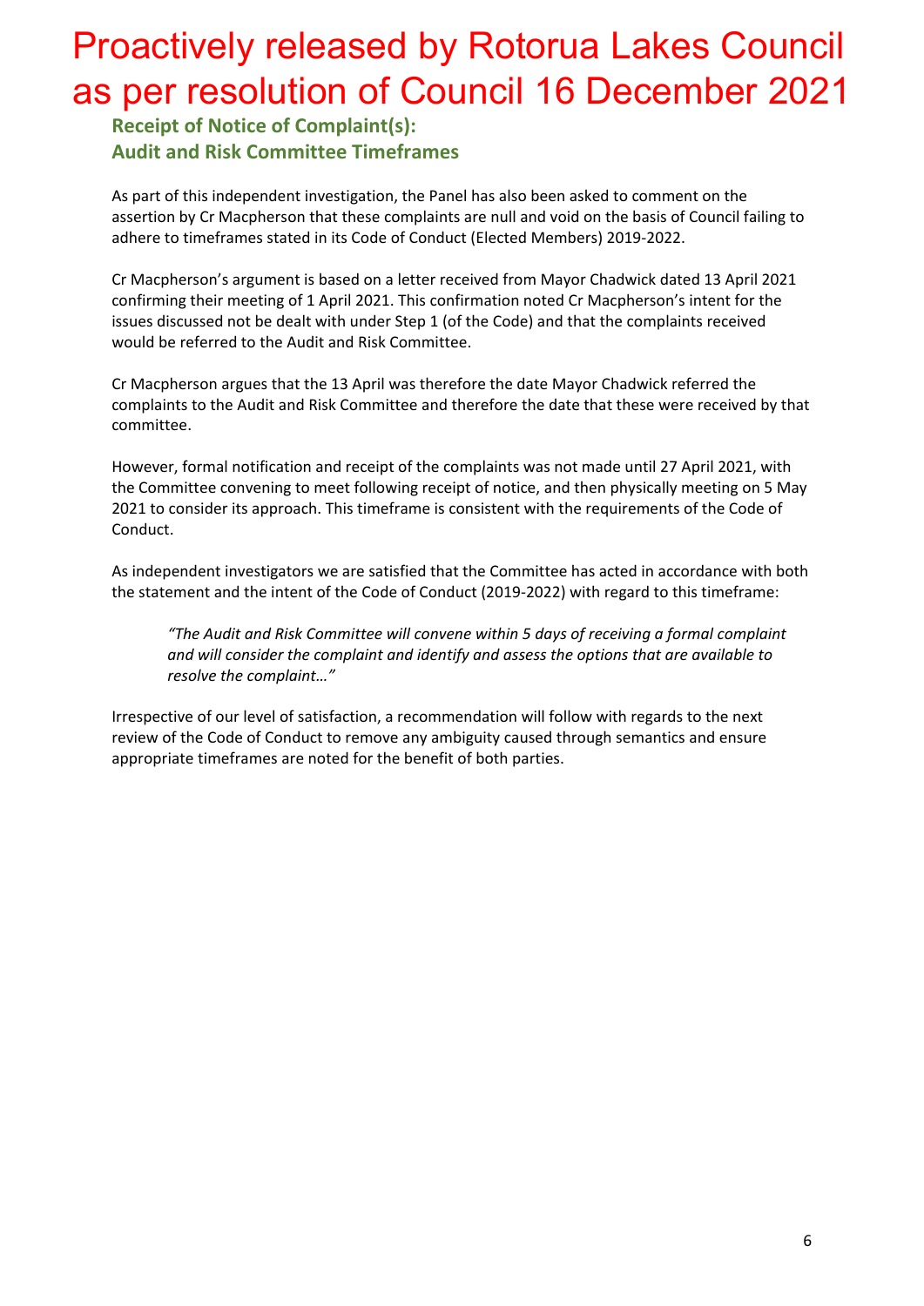Proactively released by Rotorua Lakes Council as per resolution of Council 16 December 2021

## Receipt of Notice of Complaint(s): Audit and Risk Committee Timeframes

As part of this independent investigation, the Panel has also been asked to comment on the assertion by Cr Macpherson that these complaints are null and void on the basis of Council failing to adhere to timeframes stated in its Code of Conduct (Elected Members) 2019-2022.

Cr Macpherson's argument is based on a letter received from Mayor Chadwick dated 13 April 2021 confirming their meeting of 1 April 2021. This confirmation noted Cr Macpherson's intent for the issues discussed not be dealt with under Step 1 (of the Code) and that the complaints received would be referred to the Audit and Risk Committee.

Cr Macpherson argues that the 13 April was therefore the date Mayor Chadwick referred the complaints to the Audit and Risk Committee and therefore the date that these were received by that committee.

However, formal notification and receipt of the complaints was not made until 27 April 2021, with the Committee convening to meet following receipt of notice, and then physically meeting on 5 May 2021 to consider its approach. This timeframe is consistent with the requirements of the Code of Conduct.

As independent investigators we are satisfied that the Committee has acted in accordance with both the statement and the intent of the Code of Conduct (2019-2022) with regard to this timeframe:

> *"The Audit and Risk Committee will convene within 5 days of receiving a formal complaint and will consider the complaint and identify and assess the options that are available to resolve the complaint…"*

Irrespective of our level of satisfaction, a recommendation will follow with regards to the next review of the Code of Conduct to remove any ambiguity caused through semantics and ensure appropriate timeframes are noted for the benefit of both parties.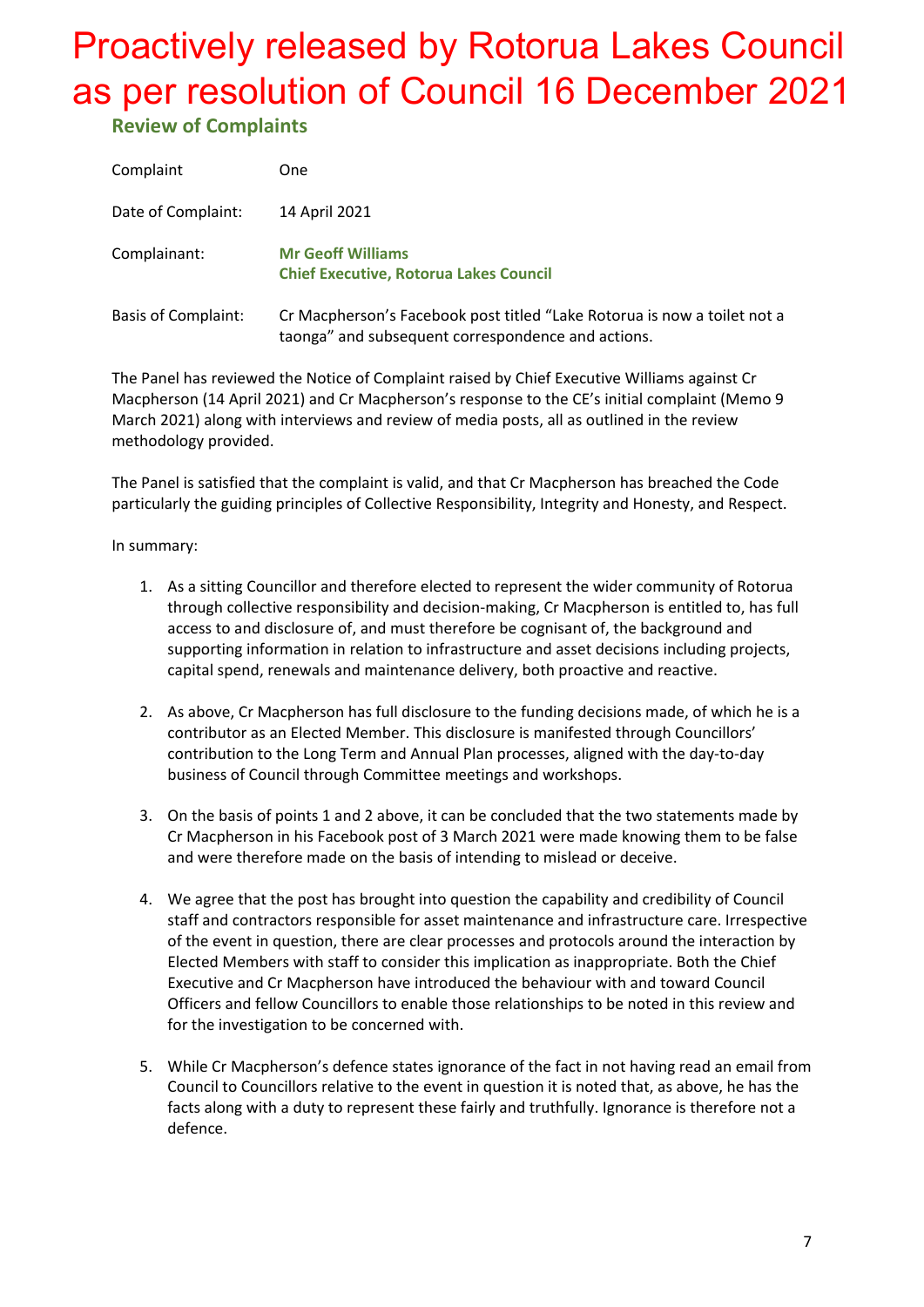Proactively released by Rotorua Lakes Council as per resolution of Council 16 December 2021

## Review of Complaints

| | |
|---|---|
| Complaint | One |
| Date of Complaint: | 14 April 2021 |
| Complainant: | **Mr Geoff Williams**<br>**Chief Executive, Rotorua Lakes Council** |
| Basis of Complaint: | Cr Macpherson's Facebook post titled "Lake Rotorua is now a toilet not a taonga" and subsequent correspondence and actions. |

The Panel has reviewed the Notice of Complaint raised by Chief Executive Williams against Cr Macpherson (14 April 2021) and Cr Macpherson's response to the CE's initial complaint (Memo 9 March 2021) along with interviews and review of media posts, all as outlined in the review methodology provided.

The Panel is satisfied that the complaint is valid, and that Cr Macpherson has breached the Code particularly the guiding principles of Collective Responsibility, Integrity and Honesty, and Respect.

In summary:

1. As a sitting Councillor and therefore elected to represent the wider community of Rotorua through collective responsibility and decision-making, Cr Macpherson is entitled to, has full access to and disclosure of, and must therefore be cognisant of, the background and supporting information in relation to infrastructure and asset decisions including projects, capital spend, renewals and maintenance delivery, both proactive and reactive.

2. As above, Cr Macpherson has full disclosure to the funding decisions made, of which he is a contributor as an Elected Member. This disclosure is manifested through Councillors' contribution to the Long Term and Annual Plan processes, aligned with the day-to-day business of Council through Committee meetings and workshops.

3. On the basis of points 1 and 2 above, it can be concluded that the two statements made by Cr Macpherson in his Facebook post of 3 March 2021 were made knowing them to be false and were therefore made on the basis of intending to mislead or deceive.

4. We agree that the post has brought into question the capability and credibility of Council staff and contractors responsible for asset maintenance and infrastructure care. Irrespective of the event in question, there are clear processes and protocols around the interaction by Elected Members with staff to consider this implication as inappropriate. Both the Chief Executive and Cr Macpherson have introduced the behaviour with and toward Council Officers and fellow Councillors to enable those relationships to be noted in this review and for the investigation to be concerned with.

5. While Cr Macpherson's defence states ignorance of the fact in not having read an email from Council to Councillors relative to the event in question it is noted that, as above, he has the facts along with a duty to represent these fairly and truthfully. Ignorance is therefore not a defence.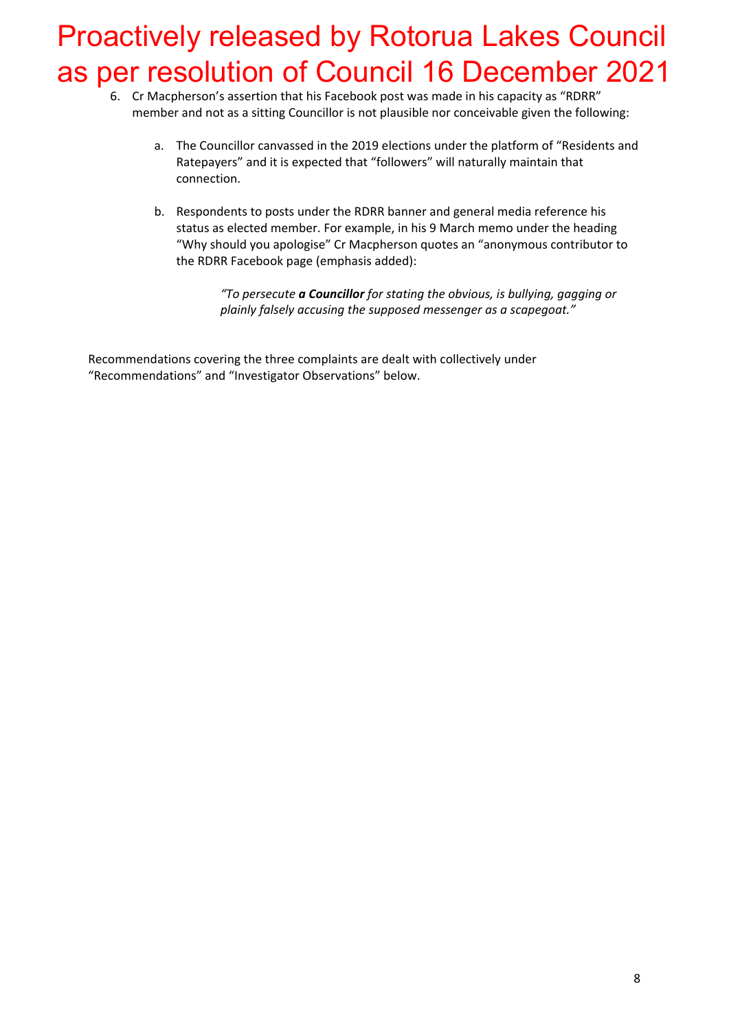Proactively released by Rotorua Lakes Council as per resolution of Council 16 December 2021

6. Cr Macpherson's assertion that his Facebook post was made in his capacity as "RDRR" member and not as a sitting Councillor is not plausible nor conceivable given the following:

    a. The Councillor canvassed in the 2019 elections under the platform of "Residents and Ratepayers" and it is expected that "followers" will naturally maintain that connection.

    b. Respondents to posts under the RDRR banner and general media reference his status as elected member. For example, in his 9 March memo under the heading "Why should you apologise" Cr Macpherson quotes an "anonymous contributor to the RDRR Facebook page (emphasis added):

        *"To persecute **a Councillor** for stating the obvious, is bullying, gagging or plainly falsely accusing the supposed messenger as a scapegoat."*

Recommendations covering the three complaints are dealt with collectively under "Recommendations" and "Investigator Observations" below.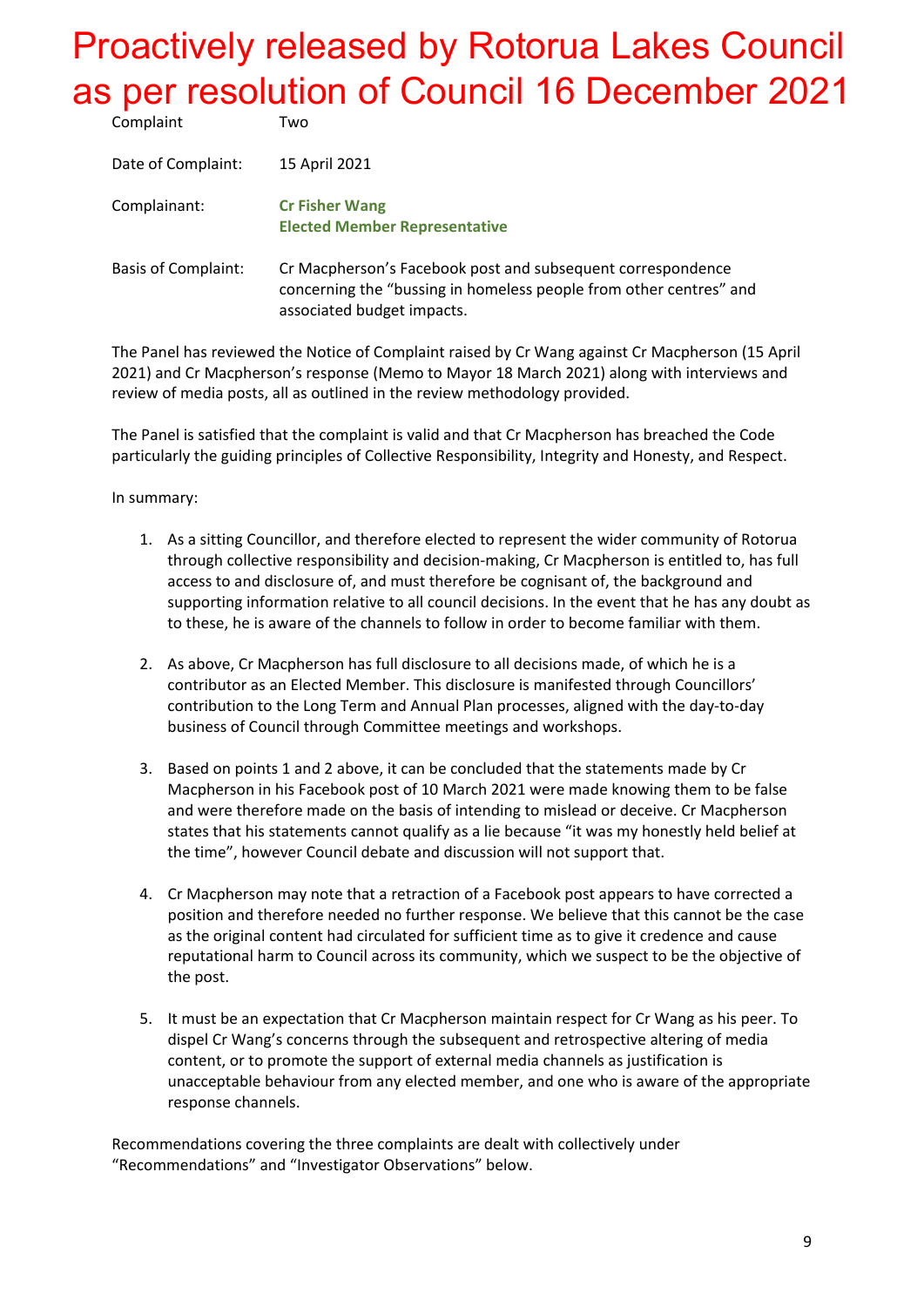Proactively released by Rotorua Lakes Council as per resolution of Council 16 December 2021

| | |
|---|---|
| Complaint | Two |
| Date of Complaint: | 15 April 2021 |
| Complainant: | **Cr Fisher Wang**<br>**Elected Member Representative** |
| Basis of Complaint: | Cr Macpherson's Facebook post and subsequent correspondence concerning the "bussing in homeless people from other centres" and associated budget impacts. |

The Panel has reviewed the Notice of Complaint raised by Cr Wang against Cr Macpherson (15 April 2021) and Cr Macpherson's response (Memo to Mayor 18 March 2021) along with interviews and review of media posts, all as outlined in the review methodology provided.

The Panel is satisfied that the complaint is valid and that Cr Macpherson has breached the Code particularly the guiding principles of Collective Responsibility, Integrity and Honesty, and Respect.

In summary:

1. As a sitting Councillor, and therefore elected to represent the wider community of Rotorua through collective responsibility and decision-making, Cr Macpherson is entitled to, has full access to and disclosure of, and must therefore be cognisant of, the background and supporting information relative to all council decisions. In the event that he has any doubt as to these, he is aware of the channels to follow in order to become familiar with them.

2. As above, Cr Macpherson has full disclosure to all decisions made, of which he is a contributor as an Elected Member. This disclosure is manifested through Councillors' contribution to the Long Term and Annual Plan processes, aligned with the day-to-day business of Council through Committee meetings and workshops.

3. Based on points 1 and 2 above, it can be concluded that the statements made by Cr Macpherson in his Facebook post of 10 March 2021 were made knowing them to be false and were therefore made on the basis of intending to mislead or deceive. Cr Macpherson states that his statements cannot qualify as a lie because "it was my honestly held belief at the time", however Council debate and discussion will not support that.

4. Cr Macpherson may note that a retraction of a Facebook post appears to have corrected a position and therefore needed no further response. We believe that this cannot be the case as the original content had circulated for sufficient time as to give it credence and cause reputational harm to Council across its community, which we suspect to be the objective of the post.

5. It must be an expectation that Cr Macpherson maintain respect for Cr Wang as his peer. To dispel Cr Wang's concerns through the subsequent and retrospective altering of media content, or to promote the support of external media channels as justification is unacceptable behaviour from any elected member, and one who is aware of the appropriate response channels.

Recommendations covering the three complaints are dealt with collectively under "Recommendations" and "Investigator Observations" below.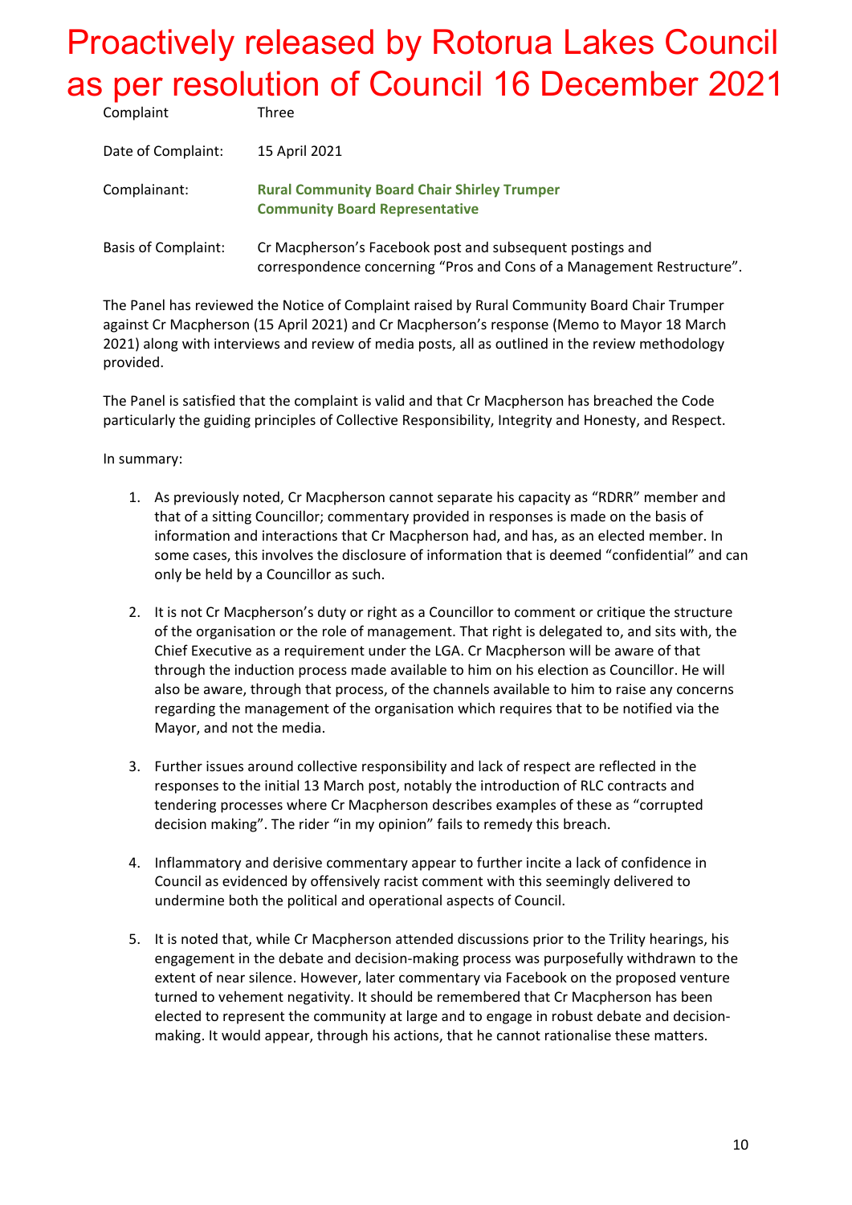# Proactively released by Rotorua Lakes Council as per resolution of Council 16 December 2021

| | |
|---|---|
| Complaint | Three |
| Date of Complaint: | 15 April 2021 |
| Complainant: | **Rural Community Board Chair Shirley Trumper**<br>**Community Board Representative** |
| Basis of Complaint: | Cr Macpherson's Facebook post and subsequent postings and correspondence concerning "Pros and Cons of a Management Restructure". |

The Panel has reviewed the Notice of Complaint raised by Rural Community Board Chair Trumper against Cr Macpherson (15 April 2021) and Cr Macpherson's response (Memo to Mayor 18 March 2021) along with interviews and review of media posts, all as outlined in the review methodology provided.

The Panel is satisfied that the complaint is valid and that Cr Macpherson has breached the Code particularly the guiding principles of Collective Responsibility, Integrity and Honesty, and Respect.

In summary:

1. As previously noted, Cr Macpherson cannot separate his capacity as "RDRR" member and that of a sitting Councillor; commentary provided in responses is made on the basis of information and interactions that Cr Macpherson had, and has, as an elected member. In some cases, this involves the disclosure of information that is deemed "confidential" and can only be held by a Councillor as such.

2. It is not Cr Macpherson's duty or right as a Councillor to comment or critique the structure of the organisation or the role of management. That right is delegated to, and sits with, the Chief Executive as a requirement under the LGA. Cr Macpherson will be aware of that through the induction process made available to him on his election as Councillor. He will also be aware, through that process, of the channels available to him to raise any concerns regarding the management of the organisation which requires that to be notified via the Mayor, and not the media.

3. Further issues around collective responsibility and lack of respect are reflected in the responses to the initial 13 March post, notably the introduction of RLC contracts and tendering processes where Cr Macpherson describes examples of these as "corrupted decision making". The rider "in my opinion" fails to remedy this breach.

4. Inflammatory and derisive commentary appear to further incite a lack of confidence in Council as evidenced by offensively racist comment with this seemingly delivered to undermine both the political and operational aspects of Council.

5. It is noted that, while Cr Macpherson attended discussions prior to the Trility hearings, his engagement in the debate and decision-making process was purposefully withdrawn to the extent of near silence. However, later commentary via Facebook on the proposed venture turned to vehement negativity. It should be remembered that Cr Macpherson has been elected to represent the community at large and to engage in robust debate and decision-making. It would appear, through his actions, that he cannot rationalise these matters.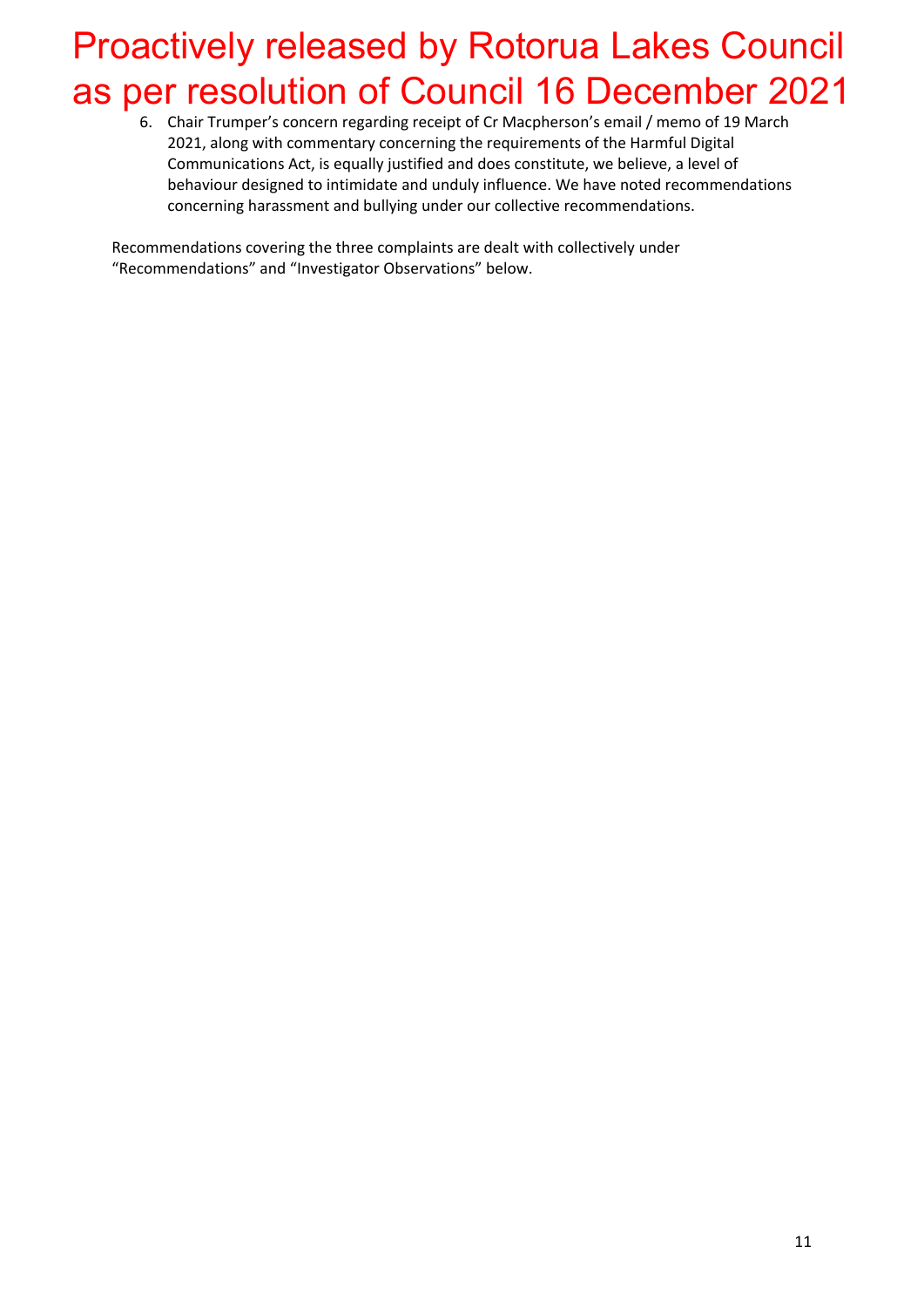Proactively released by Rotorua Lakes Council as per resolution of Council 16 December 2021

6. Chair Trumper's concern regarding receipt of Cr Macpherson's email / memo of 19 March 2021, along with commentary concerning the requirements of the Harmful Digital Communications Act, is equally justified and does constitute, we believe, a level of behaviour designed to intimidate and unduly influence. We have noted recommendations concerning harassment and bullying under our collective recommendations.

Recommendations covering the three complaints are dealt with collectively under "Recommendations" and "Investigator Observations" below.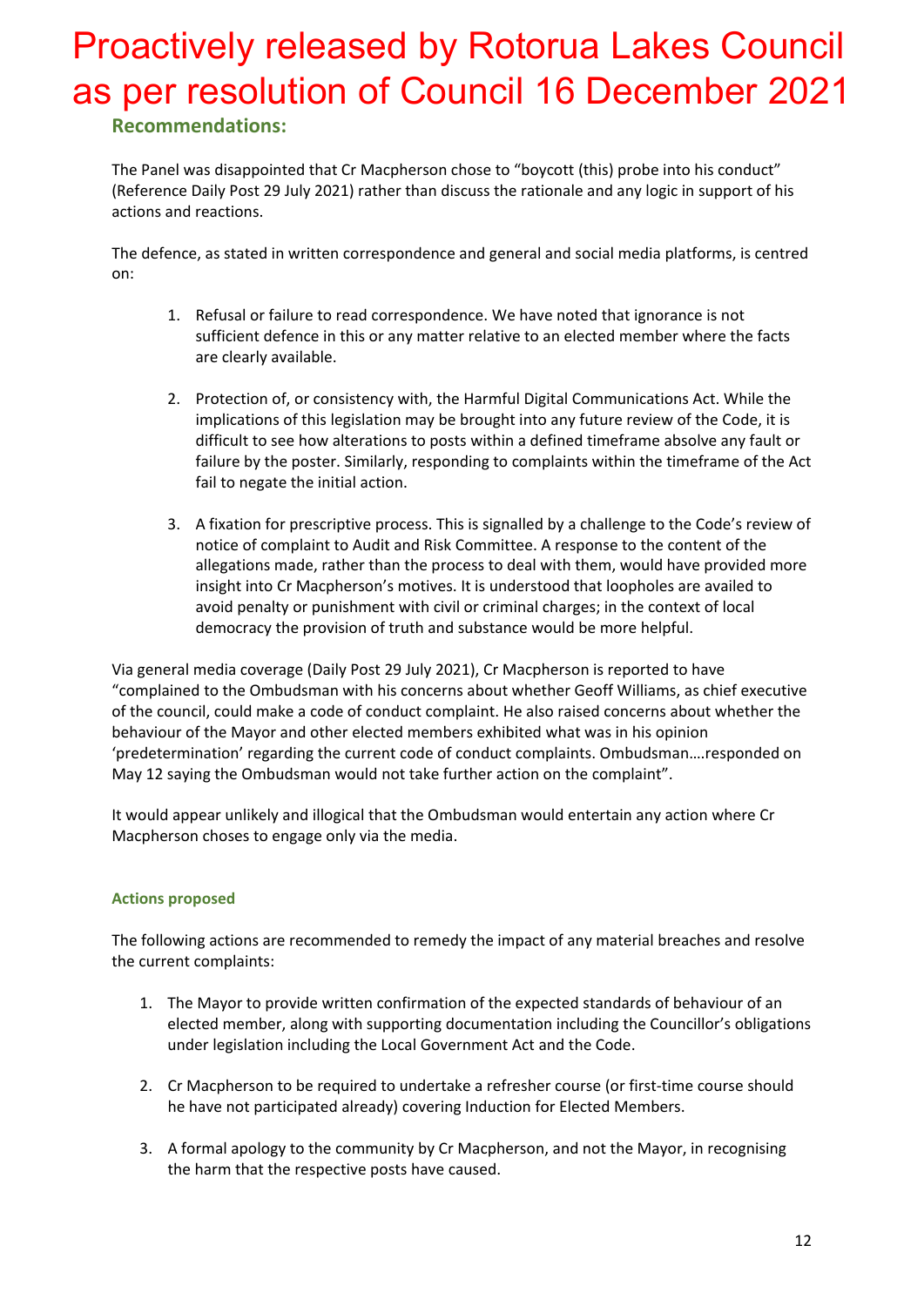Proactively released by Rotorua Lakes Council as per resolution of Council 16 December 2021

## Recommendations:

The Panel was disappointed that Cr Macpherson chose to "boycott (this) probe into his conduct" (Reference Daily Post 29 July 2021) rather than discuss the rationale and any logic in support of his actions and reactions.

The defence, as stated in written correspondence and general and social media platforms, is centred on:

1. Refusal or failure to read correspondence. We have noted that ignorance is not sufficient defence in this or any matter relative to an elected member where the facts are clearly available.

2. Protection of, or consistency with, the Harmful Digital Communications Act. While the implications of this legislation may be brought into any future review of the Code, it is difficult to see how alterations to posts within a defined timeframe absolve any fault or failure by the poster. Similarly, responding to complaints within the timeframe of the Act fail to negate the initial action.

3. A fixation for prescriptive process. This is signalled by a challenge to the Code's review of notice of complaint to Audit and Risk Committee. A response to the content of the allegations made, rather than the process to deal with them, would have provided more insight into Cr Macpherson's motives. It is understood that loopholes are availed to avoid penalty or punishment with civil or criminal charges; in the context of local democracy the provision of truth and substance would be more helpful.

Via general media coverage (Daily Post 29 July 2021), Cr Macpherson is reported to have "complained to the Ombudsman with his concerns about whether Geoff Williams, as chief executive of the council, could make a code of conduct complaint. He also raised concerns about whether the behaviour of the Mayor and other elected members exhibited what was in his opinion 'predetermination' regarding the current code of conduct complaints. Ombudsman….responded on May 12 saying the Ombudsman would not take further action on the complaint".

It would appear unlikely and illogical that the Ombudsman would entertain any action where Cr Macpherson choses to engage only via the media.

### Actions proposed

The following actions are recommended to remedy the impact of any material breaches and resolve the current complaints:

1. The Mayor to provide written confirmation of the expected standards of behaviour of an elected member, along with supporting documentation including the Councillor's obligations under legislation including the Local Government Act and the Code.

2. Cr Macpherson to be required to undertake a refresher course (or first-time course should he have not participated already) covering Induction for Elected Members.

3. A formal apology to the community by Cr Macpherson, and not the Mayor, in recognising the harm that the respective posts have caused.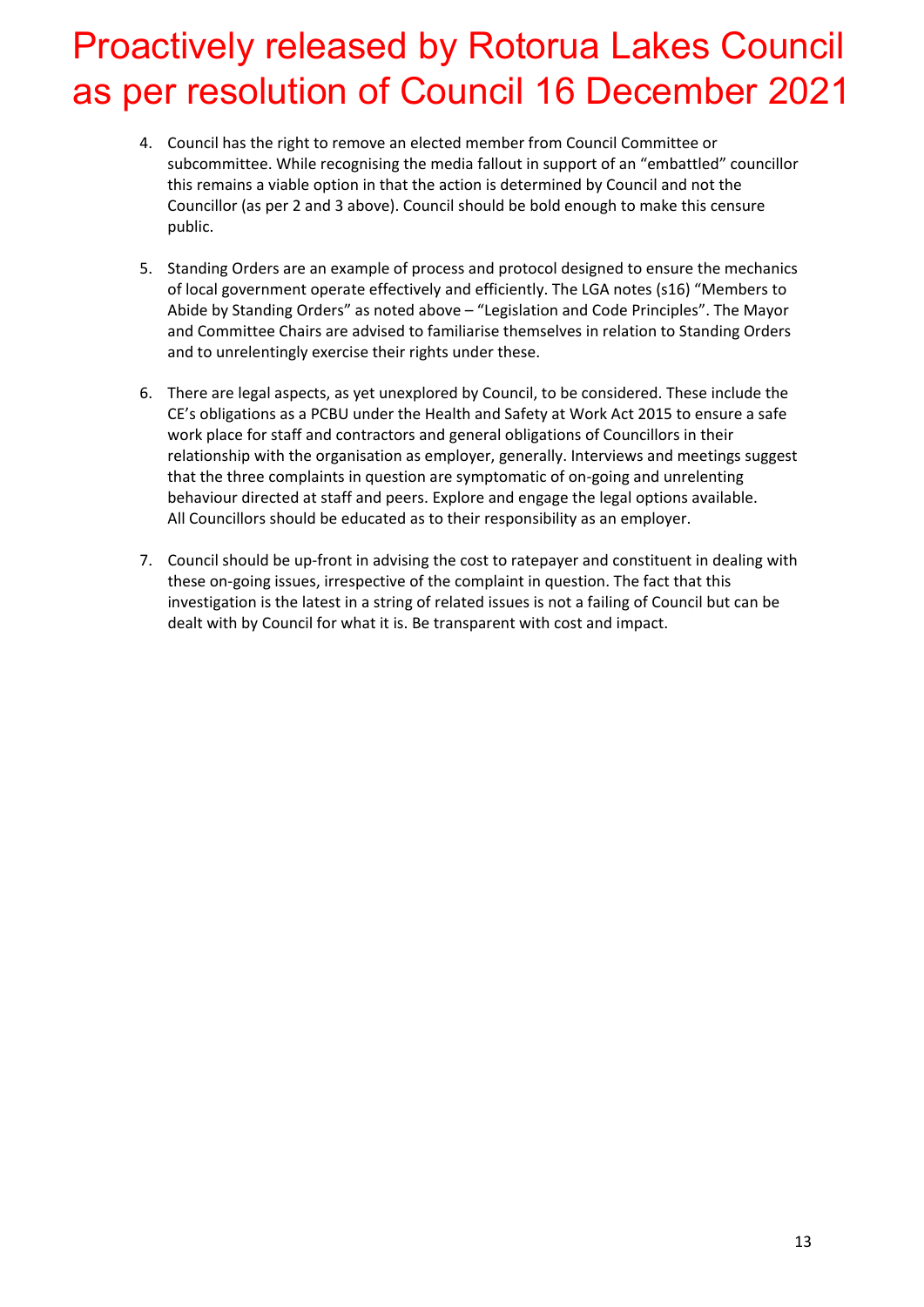# Proactively released by Rotorua Lakes Council as per resolution of Council 16 December 2021

4. Council has the right to remove an elected member from Council Committee or subcommittee. While recognising the media fallout in support of an "embattled" councillor this remains a viable option in that the action is determined by Council and not the Councillor (as per 2 and 3 above). Council should be bold enough to make this censure public.

5. Standing Orders are an example of process and protocol designed to ensure the mechanics of local government operate effectively and efficiently. The LGA notes (s16) "Members to Abide by Standing Orders" as noted above – "Legislation and Code Principles". The Mayor and Committee Chairs are advised to familiarise themselves in relation to Standing Orders and to unrelentingly exercise their rights under these.

6. There are legal aspects, as yet unexplored by Council, to be considered. These include the CE's obligations as a PCBU under the Health and Safety at Work Act 2015 to ensure a safe work place for staff and contractors and general obligations of Councillors in their relationship with the organisation as employer, generally. Interviews and meetings suggest that the three complaints in question are symptomatic of on-going and unrelenting behaviour directed at staff and peers. Explore and engage the legal options available. All Councillors should be educated as to their responsibility as an employer.

7. Council should be up-front in advising the cost to ratepayer and constituent in dealing with these on-going issues, irrespective of the complaint in question. The fact that this investigation is the latest in a string of related issues is not a failing of Council but can be dealt with by Council for what it is. Be transparent with cost and impact.